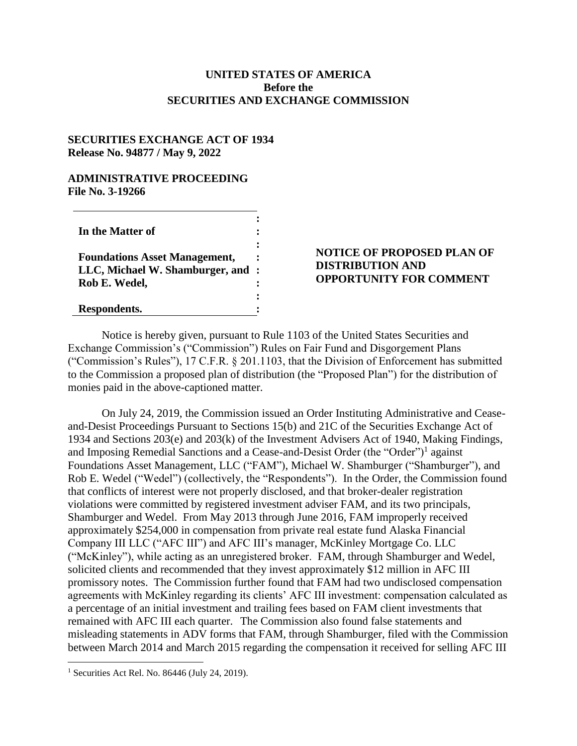**UNITED STATES OF AMERICA**
**Before the**
**SECURITIES AND EXCHANGE COMMISSION**

**SECURITIES EXCHANGE ACT OF 1934**
**Release No. 94877 / May 9, 2022**

**ADMINISTRATIVE PROCEEDING**
**File No. 3-19266**

| | |
|---|---|
| **In the Matter of**<br><br>**Foundations Asset Management, LLC, Michael W. Shamburger, and Rob E. Wedel,**<br><br>**Respondents.** | **NOTICE OF PROPOSED PLAN OF DISTRIBUTION AND OPPORTUNITY FOR COMMENT** |

Notice is hereby given, pursuant to Rule 1103 of the United States Securities and Exchange Commission's ("Commission") Rules on Fair Fund and Disgorgement Plans ("Commission's Rules"), 17 C.F.R. § 201.1103, that the Division of Enforcement has submitted to the Commission a proposed plan of distribution (the "Proposed Plan") for the distribution of monies paid in the above-captioned matter.

On July 24, 2019, the Commission issued an Order Instituting Administrative and Cease-and-Desist Proceedings Pursuant to Sections 15(b) and 21C of the Securities Exchange Act of 1934 and Sections 203(e) and 203(k) of the Investment Advisers Act of 1940, Making Findings, and Imposing Remedial Sanctions and a Cease-and-Desist Order (the "Order")[1] against Foundations Asset Management, LLC ("FAM"), Michael W. Shamburger ("Shamburger"), and Rob E. Wedel ("Wedel") (collectively, the "Respondents"). In the Order, the Commission found that conflicts of interest were not properly disclosed, and that broker-dealer registration violations were committed by registered investment adviser FAM, and its two principals, Shamburger and Wedel. From May 2013 through June 2016, FAM improperly received approximately $254,000 in compensation from private real estate fund Alaska Financial Company III LLC ("AFC III") and AFC III's manager, McKinley Mortgage Co. LLC ("McKinley"), while acting as an unregistered broker. FAM, through Shamburger and Wedel, solicited clients and recommended that they invest approximately $12 million in AFC III promissory notes. The Commission further found that FAM had two undisclosed compensation agreements with McKinley regarding its clients' AFC III investment: compensation calculated as a percentage of an initial investment and trailing fees based on FAM client investments that remained with AFC III each quarter. The Commission also found false statements and misleading statements in ADV forms that FAM, through Shamburger, filed with the Commission between March 2014 and March 2015 regarding the compensation it received for selling AFC III

[1] Securities Act Rel. No. 86446 (July 24, 2019).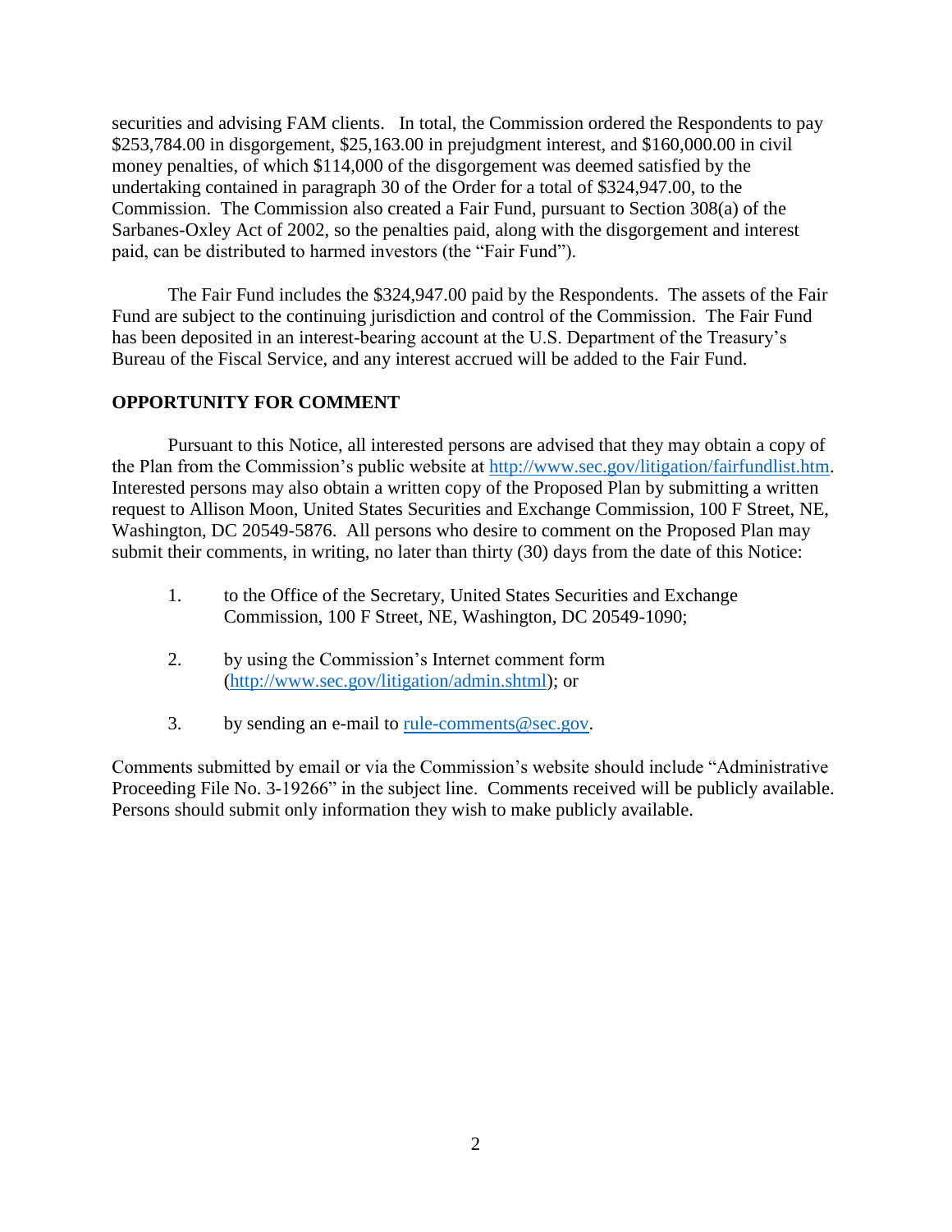securities and advising FAM clients. In total, the Commission ordered the Respondents to pay $253,784.00 in disgorgement, $25,163.00 in prejudgment interest, and $160,000.00 in civil money penalties, of which $114,000 of the disgorgement was deemed satisfied by the undertaking contained in paragraph 30 of the Order for a total of $324,947.00, to the Commission. The Commission also created a Fair Fund, pursuant to Section 308(a) of the Sarbanes-Oxley Act of 2002, so the penalties paid, along with the disgorgement and interest paid, can be distributed to harmed investors (the "Fair Fund").

The Fair Fund includes the $324,947.00 paid by the Respondents. The assets of the Fair Fund are subject to the continuing jurisdiction and control of the Commission. The Fair Fund has been deposited in an interest-bearing account at the U.S. Department of the Treasury's Bureau of the Fiscal Service, and any interest accrued will be added to the Fair Fund.

**OPPORTUNITY FOR COMMENT**

Pursuant to this Notice, all interested persons are advised that they may obtain a copy of the Plan from the Commission's public website at http://www.sec.gov/litigation/fairfundlist.htm. Interested persons may also obtain a written copy of the Proposed Plan by submitting a written request to Allison Moon, United States Securities and Exchange Commission, 100 F Street, NE, Washington, DC 20549-5876. All persons who desire to comment on the Proposed Plan may submit their comments, in writing, no later than thirty (30) days from the date of this Notice:

1. to the Office of the Secretary, United States Securities and Exchange Commission, 100 F Street, NE, Washington, DC 20549-1090;

2. by using the Commission's Internet comment form (http://www.sec.gov/litigation/admin.shtml); or

3. by sending an e-mail to rule-comments@sec.gov.

Comments submitted by email or via the Commission's website should include "Administrative Proceeding File No. 3-19266" in the subject line. Comments received will be publicly available. Persons should submit only information they wish to make publicly available.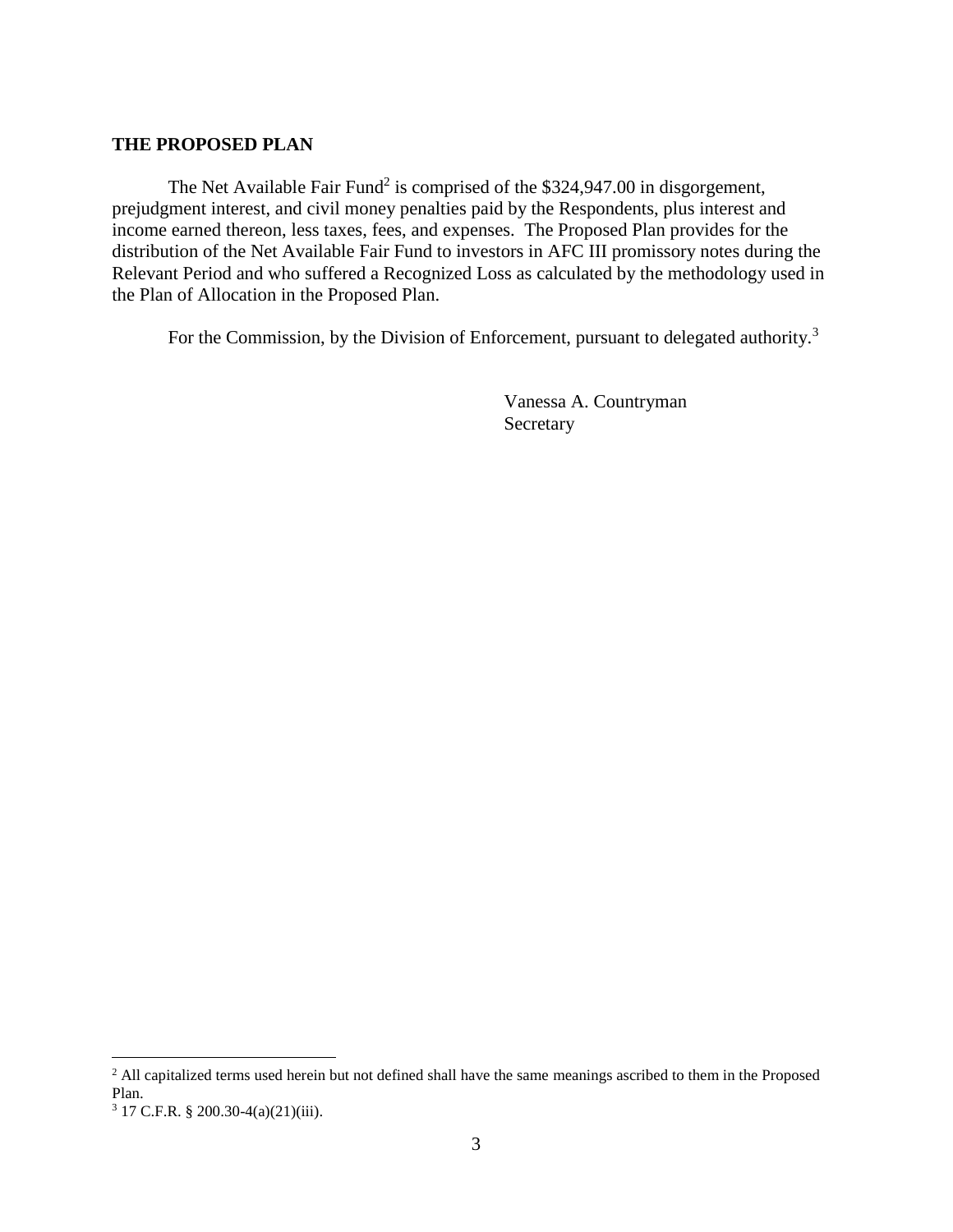**THE PROPOSED PLAN**

The Net Available Fair Fund[2] is comprised of the $324,947.00 in disgorgement, prejudgment interest, and civil money penalties paid by the Respondents, plus interest and income earned thereon, less taxes, fees, and expenses. The Proposed Plan provides for the distribution of the Net Available Fair Fund to investors in AFC III promissory notes during the Relevant Period and who suffered a Recognized Loss as calculated by the methodology used in the Plan of Allocation in the Proposed Plan.

For the Commission, by the Division of Enforcement, pursuant to delegated authority.[3]

Vanessa A. Countryman
Secretary

---

[2] All capitalized terms used herein but not defined shall have the same meanings ascribed to them in the Proposed Plan.

[3] 17 C.F.R. § 200.30-4(a)(21)(iii).